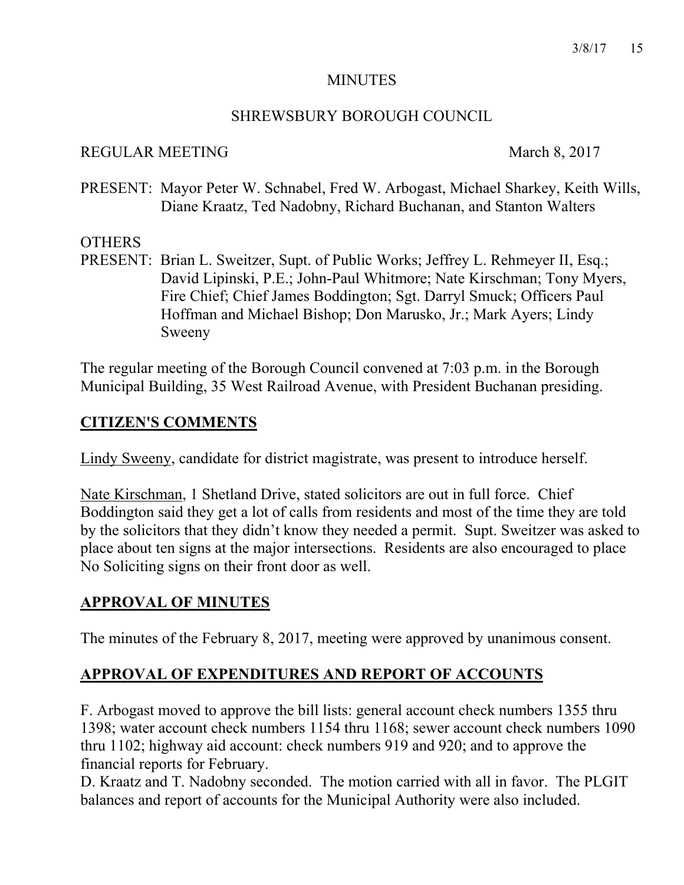# MINUTES

## SHREWSBURY BOROUGH COUNCIL

REGULAR MEETING March 8, 2017

PRESENT: Mayor Peter W. Schnabel, Fred W. Arbogast, Michael Sharkey, Keith Wills, Diane Kraatz, Ted Nadobny, Richard Buchanan, and Stanton Walters

OTHERS
PRESENT: Brian L. Sweitzer, Supt. of Public Works; Jeffrey L. Rehmeyer II, Esq.; David Lipinski, P.E.; John-Paul Whitmore; Nate Kirschman; Tony Myers, Fire Chief; Chief James Boddington; Sgt. Darryl Smuck; Officers Paul Hoffman and Michael Bishop; Don Marusko, Jr.; Mark Ayers; Lindy Sweeny

The regular meeting of the Borough Council convened at 7:03 p.m. in the Borough Municipal Building, 35 West Railroad Avenue, with President Buchanan presiding.

## CITIZEN'S COMMENTS

Lindy Sweeny, candidate for district magistrate, was present to introduce herself.

Nate Kirschman, 1 Shetland Drive, stated solicitors are out in full force. Chief Boddington said they get a lot of calls from residents and most of the time they are told by the solicitors that they didn't know they needed a permit. Supt. Sweitzer was asked to place about ten signs at the major intersections. Residents are also encouraged to place No Soliciting signs on their front door as well.

## APPROVAL OF MINUTES

The minutes of the February 8, 2017, meeting were approved by unanimous consent.

## APPROVAL OF EXPENDITURES AND REPORT OF ACCOUNTS

F. Arbogast moved to approve the bill lists: general account check numbers 1355 thru 1398; water account check numbers 1154 thru 1168; sewer account check numbers 1090 thru 1102; highway aid account: check numbers 919 and 920; and to approve the financial reports for February.
D. Kraatz and T. Nadobny seconded. The motion carried with all in favor. The PLGIT balances and report of accounts for the Municipal Authority were also included.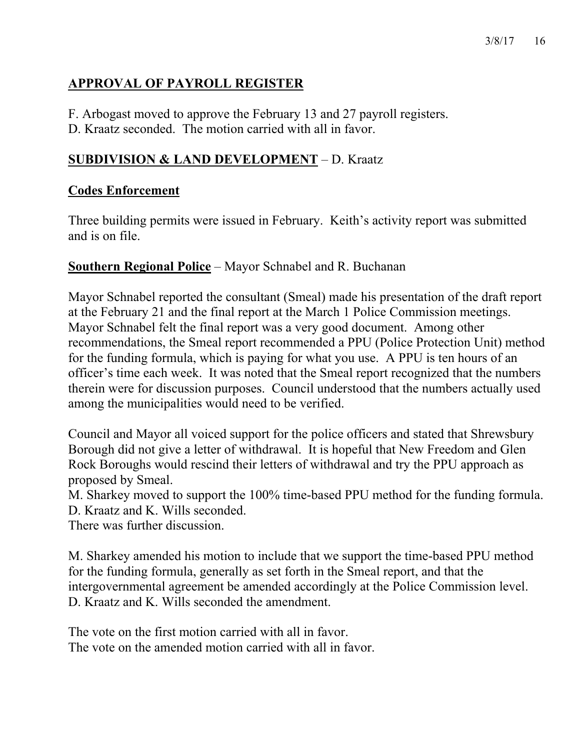## APPROVAL OF PAYROLL REGISTER

F. Arbogast moved to approve the February 13 and 27 payroll registers.
D. Kraatz seconded. The motion carried with all in favor.

## SUBDIVISION & LAND DEVELOPMENT – D. Kraatz

### Codes Enforcement

Three building permits were issued in February. Keith's activity report was submitted and is on file.

### Southern Regional Police – Mayor Schnabel and R. Buchanan

Mayor Schnabel reported the consultant (Smeal) made his presentation of the draft report at the February 21 and the final report at the March 1 Police Commission meetings. Mayor Schnabel felt the final report was a very good document. Among other recommendations, the Smeal report recommended a PPU (Police Protection Unit) method for the funding formula, which is paying for what you use. A PPU is ten hours of an officer's time each week. It was noted that the Smeal report recognized that the numbers therein were for discussion purposes. Council understood that the numbers actually used among the municipalities would need to be verified.

Council and Mayor all voiced support for the police officers and stated that Shrewsbury Borough did not give a letter of withdrawal. It is hopeful that New Freedom and Glen Rock Boroughs would rescind their letters of withdrawal and try the PPU approach as proposed by Smeal.
M. Sharkey moved to support the 100% time-based PPU method for the funding formula.
D. Kraatz and K. Wills seconded.
There was further discussion.

M. Sharkey amended his motion to include that we support the time-based PPU method for the funding formula, generally as set forth in the Smeal report, and that the intergovernmental agreement be amended accordingly at the Police Commission level.
D. Kraatz and K. Wills seconded the amendment.

The vote on the first motion carried with all in favor.
The vote on the amended motion carried with all in favor.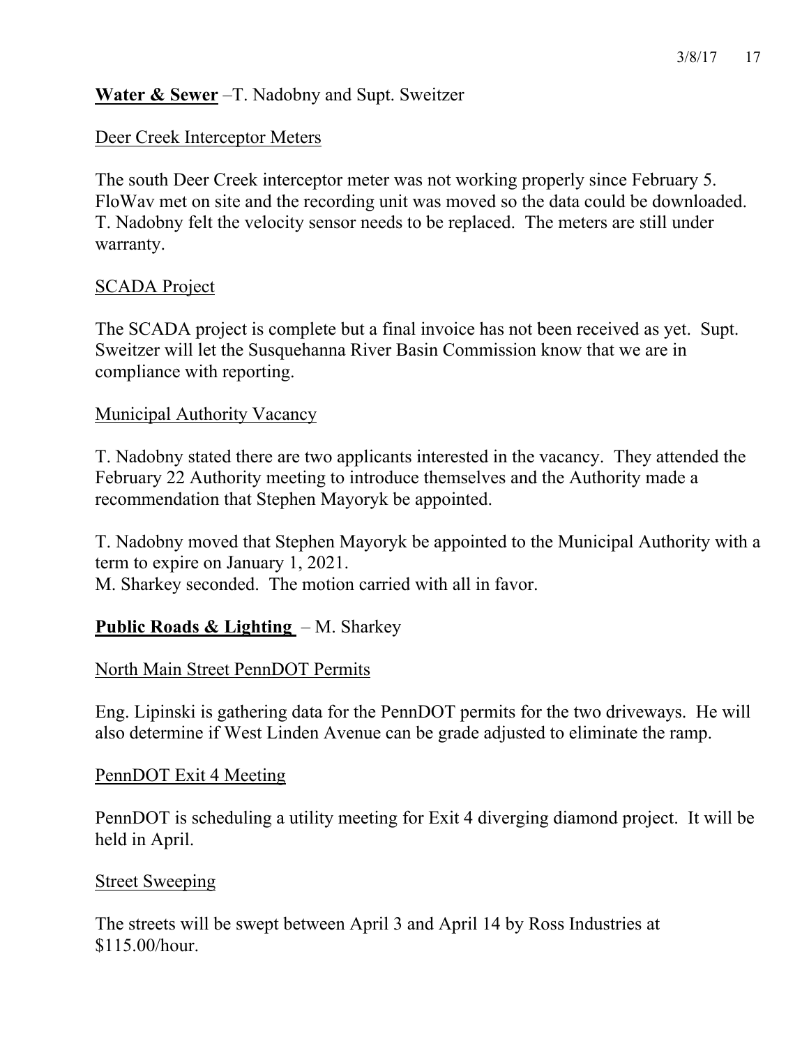**Water & Sewer** –T. Nadobny and Supt. Sweitzer

Deer Creek Interceptor Meters

The south Deer Creek interceptor meter was not working properly since February 5. FloWav met on site and the recording unit was moved so the data could be downloaded. T. Nadobny felt the velocity sensor needs to be replaced. The meters are still under warranty.

SCADA Project

The SCADA project is complete but a final invoice has not been received as yet. Supt. Sweitzer will let the Susquehanna River Basin Commission know that we are in compliance with reporting.

Municipal Authority Vacancy

T. Nadobny stated there are two applicants interested in the vacancy. They attended the February 22 Authority meeting to introduce themselves and the Authority made a recommendation that Stephen Mayoryk be appointed.

T. Nadobny moved that Stephen Mayoryk be appointed to the Municipal Authority with a term to expire on January 1, 2021.
M. Sharkey seconded. The motion carried with all in favor.

**Public Roads & Lighting** – M. Sharkey

North Main Street PennDOT Permits

Eng. Lipinski is gathering data for the PennDOT permits for the two driveways. He will also determine if West Linden Avenue can be grade adjusted to eliminate the ramp.

PennDOT Exit 4 Meeting

PennDOT is scheduling a utility meeting for Exit 4 diverging diamond project. It will be held in April.

Street Sweeping

The streets will be swept between April 3 and April 14 by Ross Industries at $115.00/hour.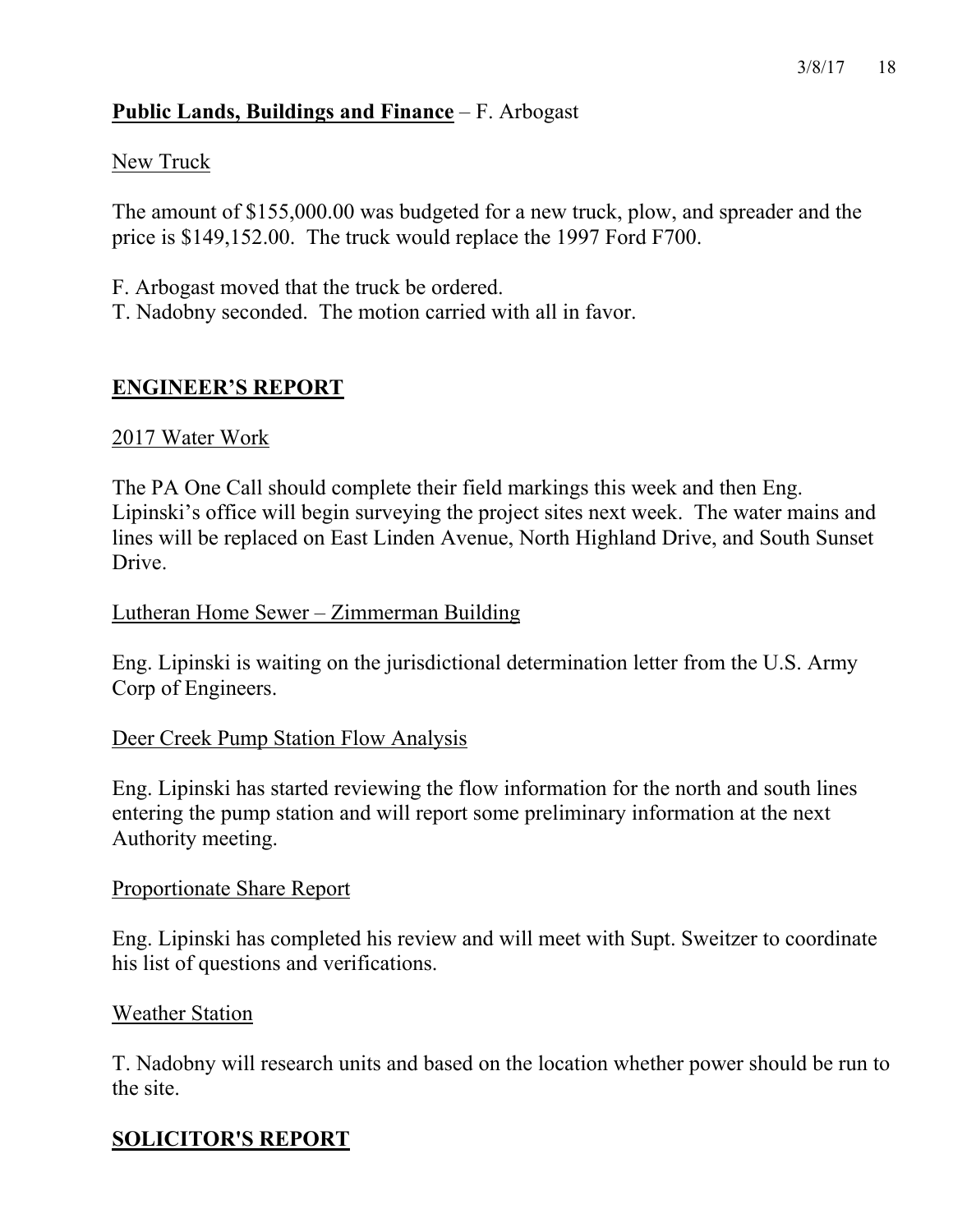**Public Lands, Buildings and Finance** – F. Arbogast

New Truck

The amount of $155,000.00 was budgeted for a new truck, plow, and spreader and the price is $149,152.00. The truck would replace the 1997 Ford F700.

F. Arbogast moved that the truck be ordered.
T. Nadobny seconded. The motion carried with all in favor.

## ENGINEER'S REPORT

2017 Water Work

The PA One Call should complete their field markings this week and then Eng. Lipinski's office will begin surveying the project sites next week. The water mains and lines will be replaced on East Linden Avenue, North Highland Drive, and South Sunset Drive.

Lutheran Home Sewer – Zimmerman Building

Eng. Lipinski is waiting on the jurisdictional determination letter from the U.S. Army Corp of Engineers.

Deer Creek Pump Station Flow Analysis

Eng. Lipinski has started reviewing the flow information for the north and south lines entering the pump station and will report some preliminary information at the next Authority meeting.

Proportionate Share Report

Eng. Lipinski has completed his review and will meet with Supt. Sweitzer to coordinate his list of questions and verifications.

Weather Station

T. Nadobny will research units and based on the location whether power should be run to the site.

## SOLICITOR'S REPORT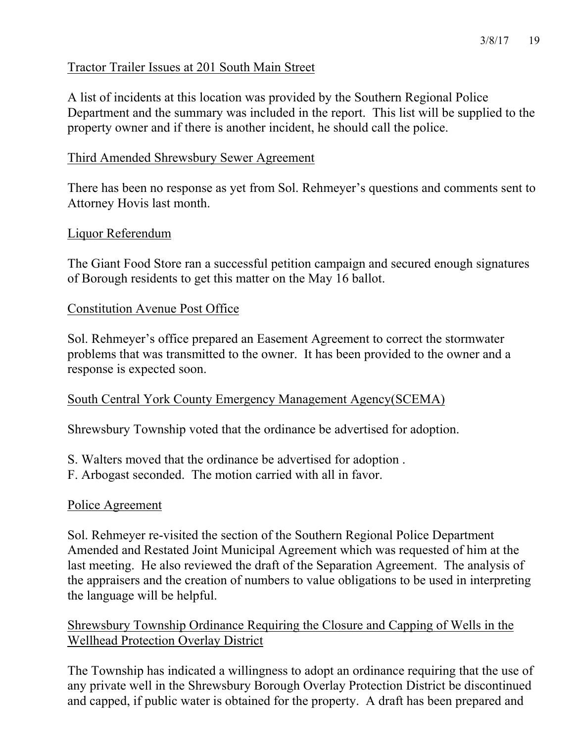Tractor Trailer Issues at 201 South Main Street

A list of incidents at this location was provided by the Southern Regional Police Department and the summary was included in the report. This list will be supplied to the property owner and if there is another incident, he should call the police.

Third Amended Shrewsbury Sewer Agreement

There has been no response as yet from Sol. Rehmeyer's questions and comments sent to Attorney Hovis last month.

Liquor Referendum

The Giant Food Store ran a successful petition campaign and secured enough signatures of Borough residents to get this matter on the May 16 ballot.

Constitution Avenue Post Office

Sol. Rehmeyer's office prepared an Easement Agreement to correct the stormwater problems that was transmitted to the owner. It has been provided to the owner and a response is expected soon.

South Central York County Emergency Management Agency(SCEMA)

Shrewsbury Township voted that the ordinance be advertised for adoption.

S. Walters moved that the ordinance be advertised for adoption .
F. Arbogast seconded. The motion carried with all in favor.

Police Agreement

Sol. Rehmeyer re-visited the section of the Southern Regional Police Department Amended and Restated Joint Municipal Agreement which was requested of him at the last meeting. He also reviewed the draft of the Separation Agreement. The analysis of the appraisers and the creation of numbers to value obligations to be used in interpreting the language will be helpful.

Shrewsbury Township Ordinance Requiring the Closure and Capping of Wells in the Wellhead Protection Overlay District

The Township has indicated a willingness to adopt an ordinance requiring that the use of any private well in the Shrewsbury Borough Overlay Protection District be discontinued and capped, if public water is obtained for the property. A draft has been prepared and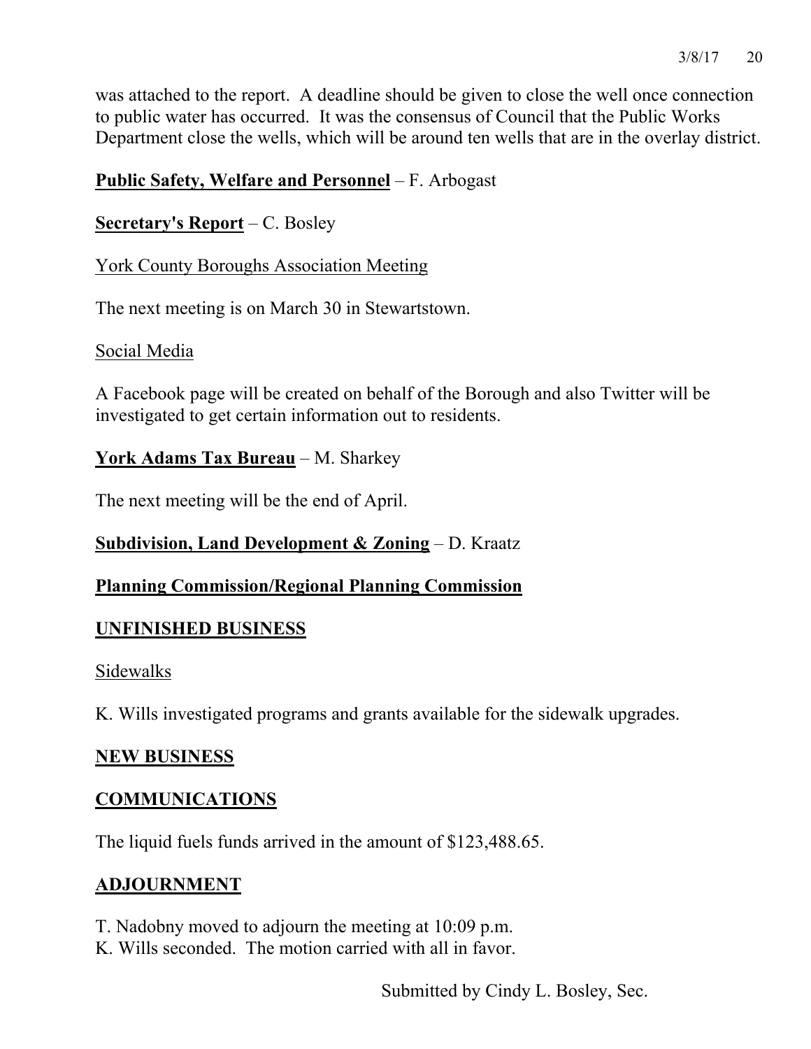was attached to the report. A deadline should be given to close the well once connection to public water has occurred. It was the consensus of Council that the Public Works Department close the wells, which will be around ten wells that are in the overlay district.

**Public Safety, Welfare and Personnel** – F. Arbogast

**Secretary's Report** – C. Bosley

York County Boroughs Association Meeting

The next meeting is on March 30 in Stewartstown.

Social Media

A Facebook page will be created on behalf of the Borough and also Twitter will be investigated to get certain information out to residents.

**York Adams Tax Bureau** – M. Sharkey

The next meeting will be the end of April.

**Subdivision, Land Development & Zoning** – D. Kraatz

**Planning Commission/Regional Planning Commission**

**UNFINISHED BUSINESS**

Sidewalks

K. Wills investigated programs and grants available for the sidewalk upgrades.

**NEW BUSINESS**

**COMMUNICATIONS**

The liquid fuels funds arrived in the amount of $123,488.65.

**ADJOURNMENT**

T. Nadobny moved to adjourn the meeting at 10:09 p.m.
K. Wills seconded. The motion carried with all in favor.

Submitted by Cindy L. Bosley, Sec.